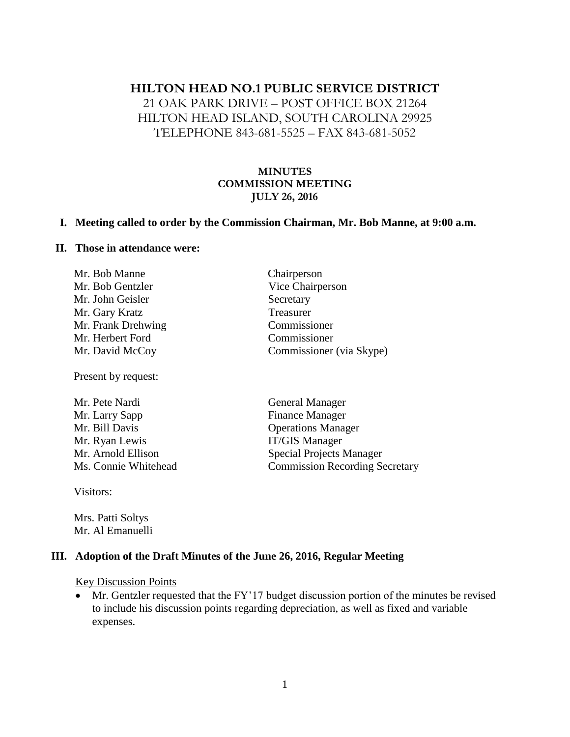# HILTON HEAD NO.1 PUBLIC SERVICE DISTRICT

21 OAK PARK DRIVE – POST OFFICE BOX 21264
HILTON HEAD ISLAND, SOUTH CAROLINA 29925
TELEPHONE 843-681-5525 – FAX 843-681-5052

**MINUTES**
**COMMISSION MEETING**
**JULY 26, 2016**

**I. Meeting called to order by the Commission Chairman, Mr. Bob Manne, at 9:00 a.m.**

**II. Those in attendance were:**

| | |
|---|---|
| Mr. Bob Manne | Chairperson |
| Mr. Bob Gentzler | Vice Chairperson |
| Mr. John Geisler | Secretary |
| Mr. Gary Kratz | Treasurer |
| Mr. Frank Drehwing | Commissioner |
| Mr. Herbert Ford | Commissioner |
| Mr. David McCoy | Commissioner (via Skype) |

Present by request:

| | |
|---|---|
| Mr. Pete Nardi | General Manager |
| Mr. Larry Sapp | Finance Manager |
| Mr. Bill Davis | Operations Manager |
| Mr. Ryan Lewis | IT/GIS Manager |
| Mr. Arnold Ellison | Special Projects Manager |
| Ms. Connie Whitehead | Commission Recording Secretary |

Visitors:

Mrs. Patti Soltys
Mr. Al Emanuelli

**III. Adoption of the Draft Minutes of the June 26, 2016, Regular Meeting**

Key Discussion Points

- Mr. Gentzler requested that the FY'17 budget discussion portion of the minutes be revised to include his discussion points regarding depreciation, as well as fixed and variable expenses.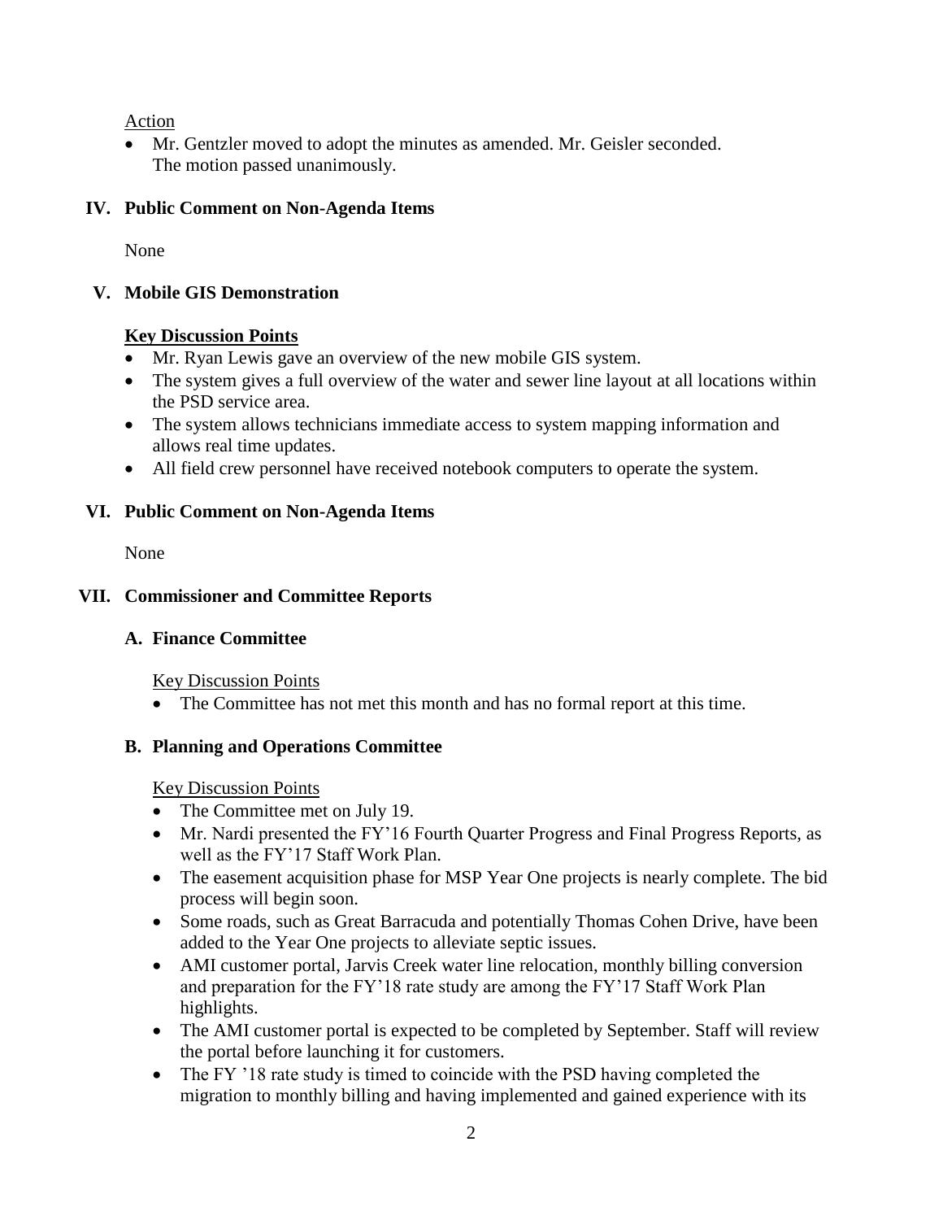Action

- Mr. Gentzler moved to adopt the minutes as amended. Mr. Geisler seconded. The motion passed unanimously.

## IV. Public Comment on Non-Agenda Items

None

## V. Mobile GIS Demonstration

**Key Discussion Points**

- Mr. Ryan Lewis gave an overview of the new mobile GIS system.
- The system gives a full overview of the water and sewer line layout at all locations within the PSD service area.
- The system allows technicians immediate access to system mapping information and allows real time updates.
- All field crew personnel have received notebook computers to operate the system.

## VI. Public Comment on Non-Agenda Items

None

## VII. Commissioner and Committee Reports

### A. Finance Committee

Key Discussion Points

- The Committee has not met this month and has no formal report at this time.

### B. Planning and Operations Committee

Key Discussion Points

- The Committee met on July 19.
- Mr. Nardi presented the FY'16 Fourth Quarter Progress and Final Progress Reports, as well as the FY'17 Staff Work Plan.
- The easement acquisition phase for MSP Year One projects is nearly complete. The bid process will begin soon.
- Some roads, such as Great Barracuda and potentially Thomas Cohen Drive, have been added to the Year One projects to alleviate septic issues.
- AMI customer portal, Jarvis Creek water line relocation, monthly billing conversion and preparation for the FY'18 rate study are among the FY'17 Staff Work Plan highlights.
- The AMI customer portal is expected to be completed by September. Staff will review the portal before launching it for customers.
- The FY '18 rate study is timed to coincide with the PSD having completed the migration to monthly billing and having implemented and gained experience with its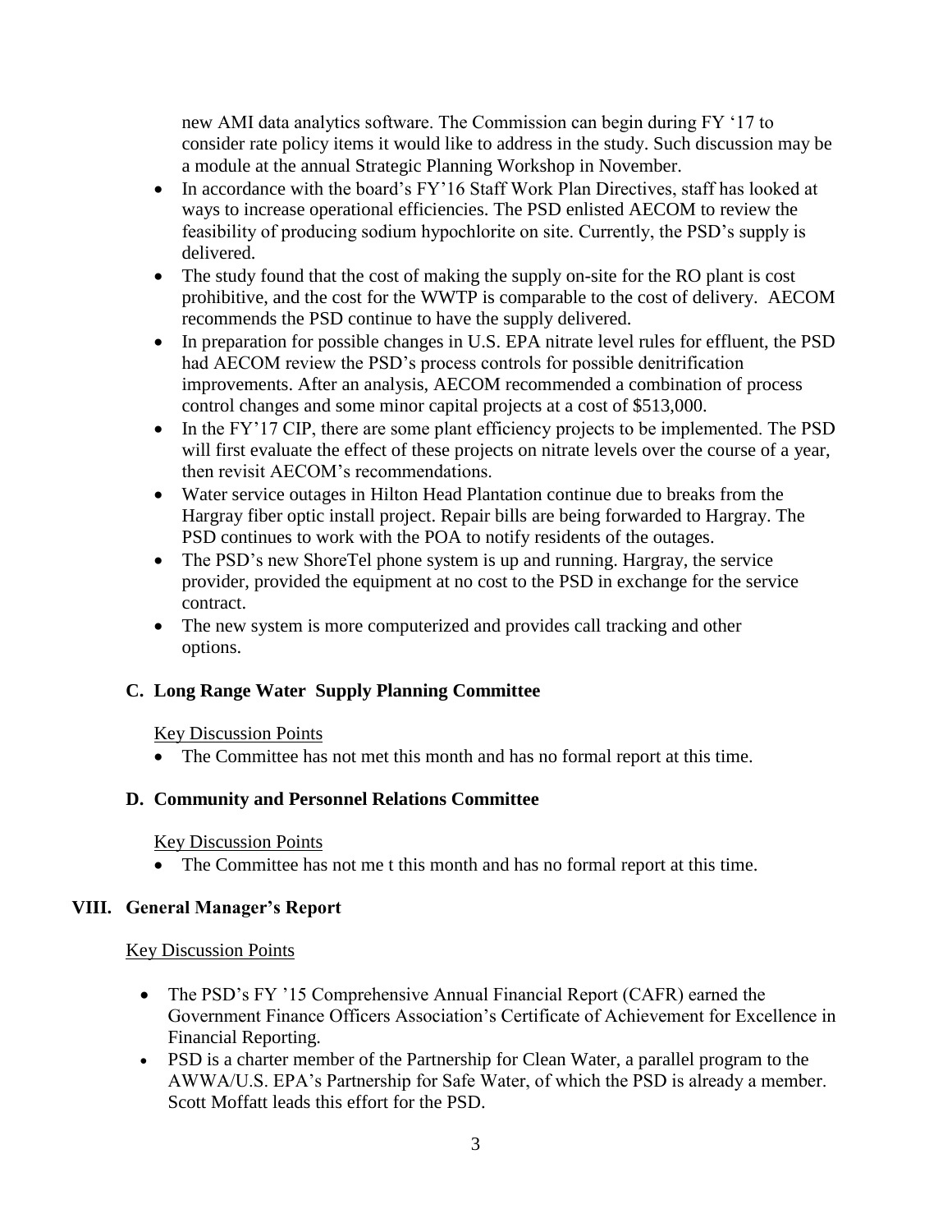new AMI data analytics software. The Commission can begin during FY '17 to consider rate policy items it would like to address in the study. Such discussion may be a module at the annual Strategic Planning Workshop in November.

- In accordance with the board's FY'16 Staff Work Plan Directives, staff has looked at ways to increase operational efficiencies. The PSD enlisted AECOM to review the feasibility of producing sodium hypochlorite on site. Currently, the PSD's supply is delivered.
- The study found that the cost of making the supply on-site for the RO plant is cost prohibitive, and the cost for the WWTP is comparable to the cost of delivery. AECOM recommends the PSD continue to have the supply delivered.
- In preparation for possible changes in U.S. EPA nitrate level rules for effluent, the PSD had AECOM review the PSD's process controls for possible denitrification improvements. After an analysis, AECOM recommended a combination of process control changes and some minor capital projects at a cost of $513,000.
- In the FY'17 CIP, there are some plant efficiency projects to be implemented. The PSD will first evaluate the effect of these projects on nitrate levels over the course of a year, then revisit AECOM's recommendations.
- Water service outages in Hilton Head Plantation continue due to breaks from the Hargray fiber optic install project. Repair bills are being forwarded to Hargray. The PSD continues to work with the POA to notify residents of the outages.
- The PSD's new ShoreTel phone system is up and running. Hargray, the service provider, provided the equipment at no cost to the PSD in exchange for the service contract.
- The new system is more computerized and provides call tracking and other options.

### C. Long Range Water Supply Planning Committee

<u>Key Discussion Points</u>

- The Committee has not met this month and has no formal report at this time.

### D. Community and Personnel Relations Committee

<u>Key Discussion Points</u>

- The Committee has not me t this month and has no formal report at this time.

## VIII. General Manager's Report

<u>Key Discussion Points</u>

- The PSD's FY '15 Comprehensive Annual Financial Report (CAFR) earned the Government Finance Officers Association's Certificate of Achievement for Excellence in Financial Reporting.
- PSD is a charter member of the Partnership for Clean Water, a parallel program to the AWWA/U.S. EPA's Partnership for Safe Water, of which the PSD is already a member. Scott Moffatt leads this effort for the PSD.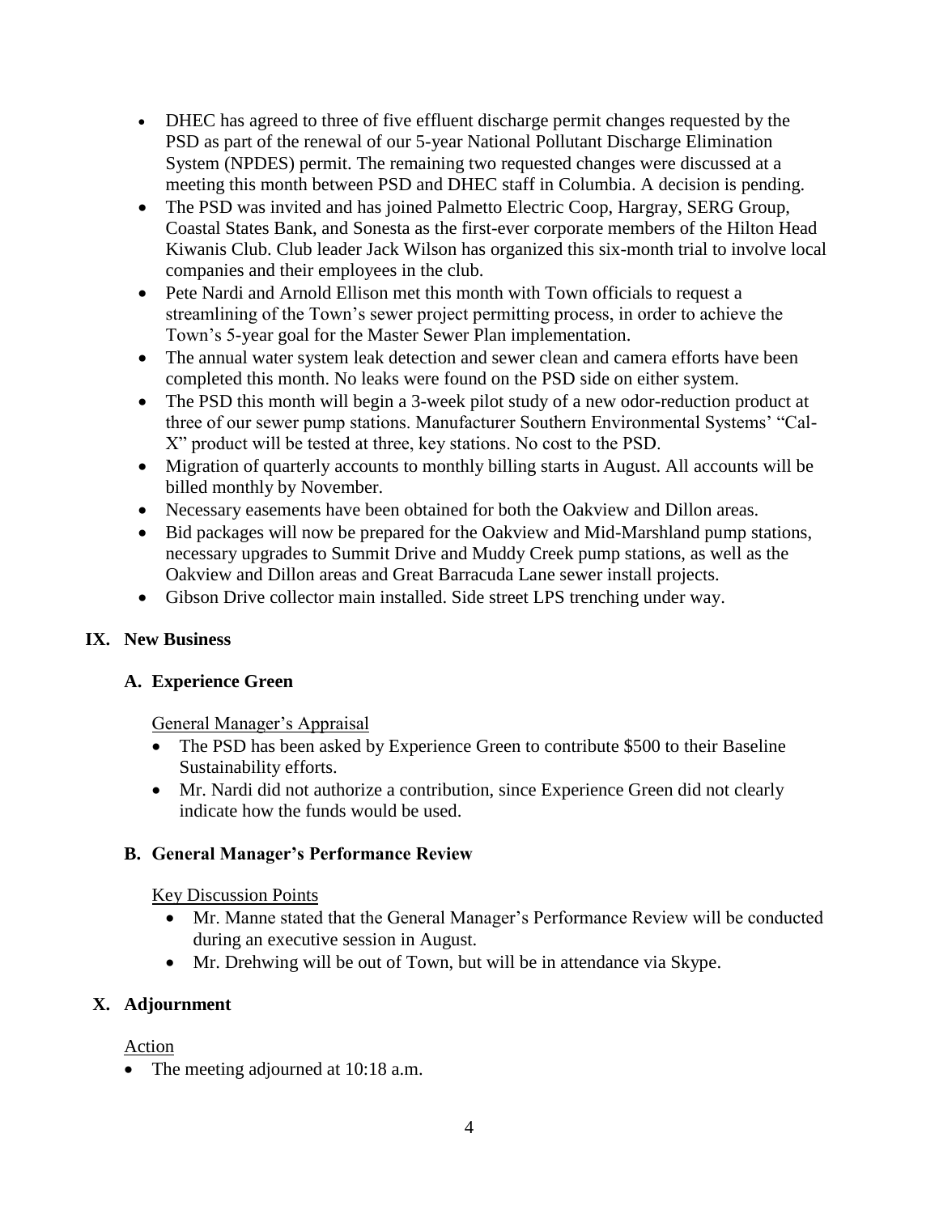- DHEC has agreed to three of five effluent discharge permit changes requested by the PSD as part of the renewal of our 5-year National Pollutant Discharge Elimination System (NPDES) permit. The remaining two requested changes were discussed at a meeting this month between PSD and DHEC staff in Columbia. A decision is pending.
- The PSD was invited and has joined Palmetto Electric Coop, Hargray, SERG Group, Coastal States Bank, and Sonesta as the first-ever corporate members of the Hilton Head Kiwanis Club. Club leader Jack Wilson has organized this six-month trial to involve local companies and their employees in the club.
- Pete Nardi and Arnold Ellison met this month with Town officials to request a streamlining of the Town's sewer project permitting process, in order to achieve the Town's 5-year goal for the Master Sewer Plan implementation.
- The annual water system leak detection and sewer clean and camera efforts have been completed this month. No leaks were found on the PSD side on either system.
- The PSD this month will begin a 3-week pilot study of a new odor-reduction product at three of our sewer pump stations. Manufacturer Southern Environmental Systems' "Cal-X" product will be tested at three, key stations. No cost to the PSD.
- Migration of quarterly accounts to monthly billing starts in August. All accounts will be billed monthly by November.
- Necessary easements have been obtained for both the Oakview and Dillon areas.
- Bid packages will now be prepared for the Oakview and Mid-Marshland pump stations, necessary upgrades to Summit Drive and Muddy Creek pump stations, as well as the Oakview and Dillon areas and Great Barracuda Lane sewer install projects.
- Gibson Drive collector main installed. Side street LPS trenching under way.

## IX. New Business

### A. Experience Green

General Manager's Appraisal

- The PSD has been asked by Experience Green to contribute $500 to their Baseline Sustainability efforts.
- Mr. Nardi did not authorize a contribution, since Experience Green did not clearly indicate how the funds would be used.

### B. General Manager's Performance Review

Key Discussion Points

- Mr. Manne stated that the General Manager's Performance Review will be conducted during an executive session in August.
- Mr. Drehwing will be out of Town, but will be in attendance via Skype.

## X. Adjournment

Action

- The meeting adjourned at 10:18 a.m.